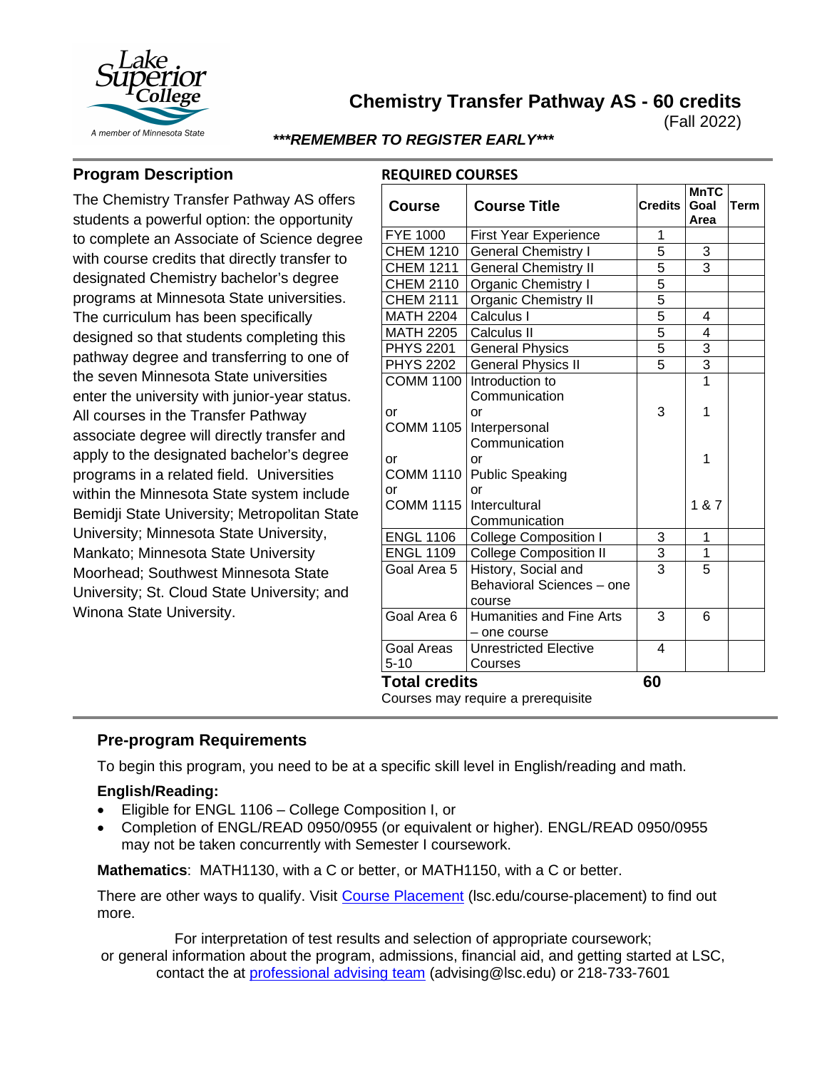# Chemistry Transfer Pathway AS - 60 credits

(Fall 2022)

***REMEMBER TO REGISTER EARLY***

## Program Description

The Chemistry Transfer Pathway AS offers students a powerful option: the opportunity to complete an Associate of Science degree with course credits that directly transfer to designated Chemistry bachelor's degree programs at Minnesota State universities. The curriculum has been specifically designed so that students completing this pathway degree and transferring to one of the seven Minnesota State universities enter the university with junior-year status. All courses in the Transfer Pathway associate degree will directly transfer and apply to the designated bachelor's degree programs in a related field. Universities within the Minnesota State system include Bemidji State University; Metropolitan State University; Minnesota State University, Mankato; Minnesota State University Moorhead; Southwest Minnesota State University; St. Cloud State University; and Winona State University.

## REQUIRED COURSES

| Course | Course Title | Credits | MnTC Goal Area | Term |
|---|---|---|---|---|
| FYE 1000 | First Year Experience | 1 | | |
| CHEM 1210 | General Chemistry I | 5 | 3 | |
| CHEM 1211 | General Chemistry II | 5 | 3 | |
| CHEM 2110 | Organic Chemistry I | 5 | | |
| CHEM 2111 | Organic Chemistry II | 5 | | |
| MATH 2204 | Calculus I | 5 | 4 | |
| MATH 2205 | Calculus II | 5 | 4 | |
| PHYS 2201 | General Physics | 5 | 3 | |
| PHYS 2202 | General Physics II | 5 | 3 | |
| COMM 1100 or COMM 1105 or COMM 1110 or COMM 1115 | Introduction to Communication or Interpersonal Communication or Public Speaking or Intercultural Communication | 3 | 1 / 1 / 1 / 1 & 7 | |
| ENGL 1106 | College Composition I | 3 | 1 | |
| ENGL 1109 | College Composition II | 3 | 1 | |
| Goal Area 5 | History, Social and Behavioral Sciences – one course | 3 | 5 | |
| Goal Area 6 | Humanities and Fine Arts – one course | 3 | 6 | |
| Goal Areas 5-10 | Unrestricted Elective Courses | 4 | | |
| **Total credits** | | **60** | | |

Courses may require a prerequisite

## Pre-program Requirements

To begin this program, you need to be at a specific skill level in English/reading and math.

### English/Reading:

- Eligible for ENGL 1106 – College Composition I, or
- Completion of ENGL/READ 0950/0955 (or equivalent or higher). ENGL/READ 0950/0955 may not be taken concurrently with Semester I coursework.

**Mathematics**: MATH1130, with a C or better, or MATH1150, with a C or better.

There are other ways to qualify. Visit Course Placement (lsc.edu/course-placement) to find out more.

For interpretation of test results and selection of appropriate coursework; or general information about the program, admissions, financial aid, and getting started at LSC, contact the at professional advising team (advising@lsc.edu) or 218-733-7601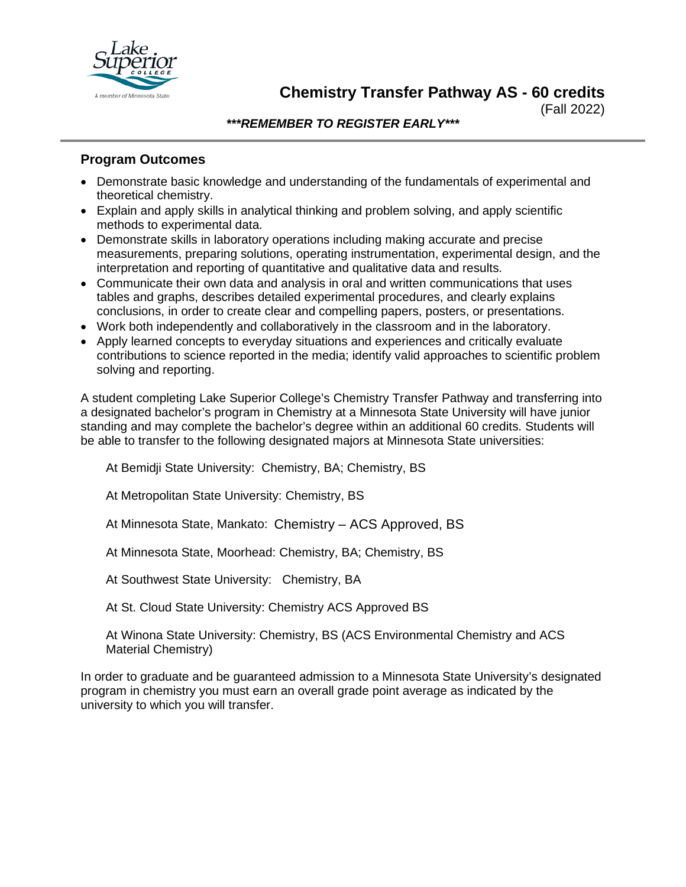# Chemistry Transfer Pathway AS - 60 credits

(Fall 2022)

***REMEMBER TO REGISTER EARLY***

## Program Outcomes

- Demonstrate basic knowledge and understanding of the fundamentals of experimental and theoretical chemistry.
- Explain and apply skills in analytical thinking and problem solving, and apply scientific methods to experimental data.
- Demonstrate skills in laboratory operations including making accurate and precise measurements, preparing solutions, operating instrumentation, experimental design, and the interpretation and reporting of quantitative and qualitative data and results.
- Communicate their own data and analysis in oral and written communications that uses tables and graphs, describes detailed experimental procedures, and clearly explains conclusions, in order to create clear and compelling papers, posters, or presentations.
- Work both independently and collaboratively in the classroom and in the laboratory.
- Apply learned concepts to everyday situations and experiences and critically evaluate contributions to science reported in the media; identify valid approaches to scientific problem solving and reporting.

A student completing Lake Superior College's Chemistry Transfer Pathway and transferring into a designated bachelor's program in Chemistry at a Minnesota State University will have junior standing and may complete the bachelor's degree within an additional 60 credits. Students will be able to transfer to the following designated majors at Minnesota State universities:

At Bemidji State University: Chemistry, BA; Chemistry, BS

At Metropolitan State University: Chemistry, BS

At Minnesota State, Mankato: Chemistry – ACS Approved, BS

At Minnesota State, Moorhead: Chemistry, BA; Chemistry, BS

At Southwest State University: Chemistry, BA

At St. Cloud State University: Chemistry ACS Approved BS

At Winona State University: Chemistry, BS (ACS Environmental Chemistry and ACS Material Chemistry)

In order to graduate and be guaranteed admission to a Minnesota State University's designated program in chemistry you must earn an overall grade point average as indicated by the university to which you will transfer.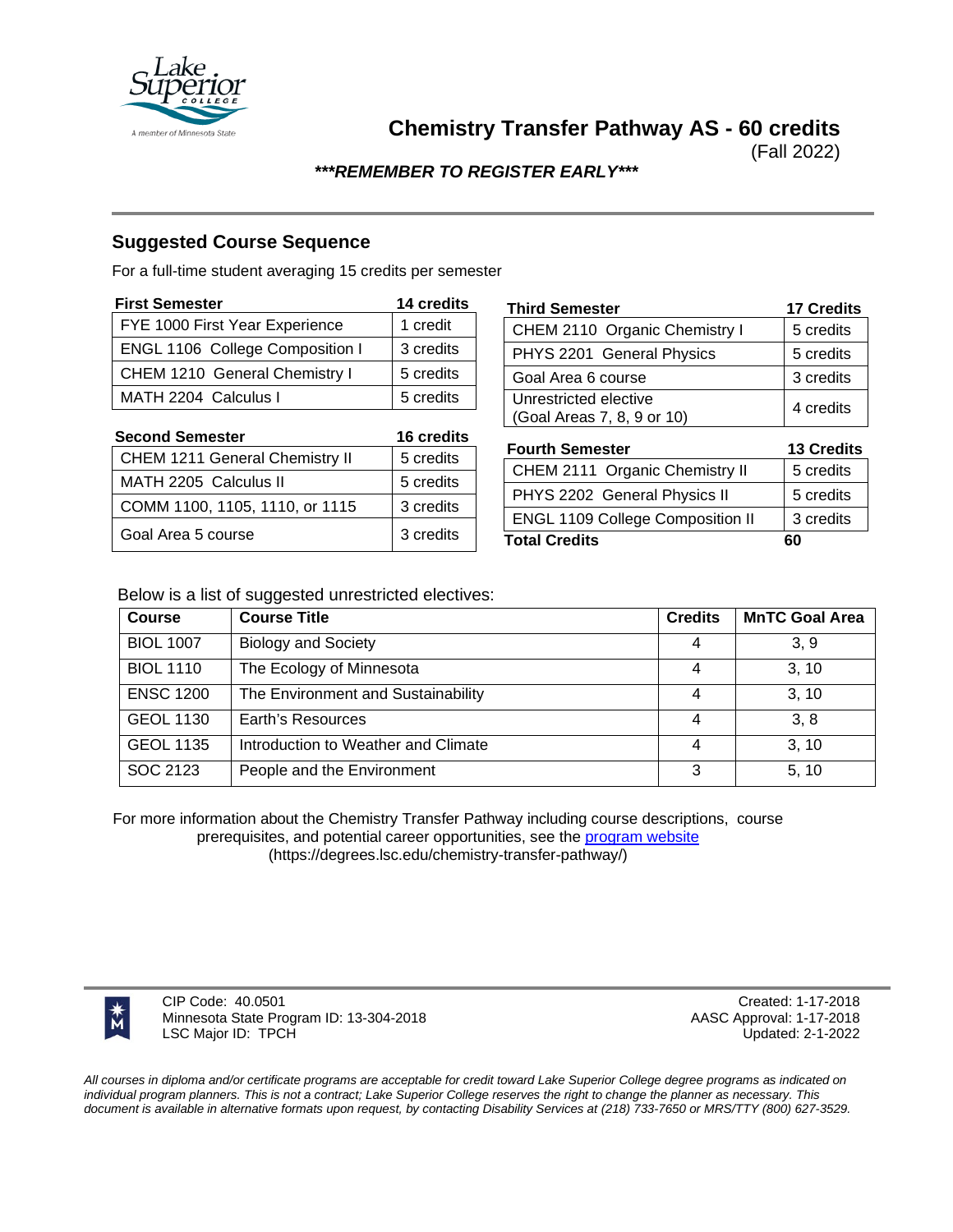# Chemistry Transfer Pathway AS - 60 credits

(Fall 2022)

***REMEMBER TO REGISTER EARLY***

## Suggested Course Sequence

For a full-time student averaging 15 credits per semester

| First Semester | 14 credits |
|---|---|
| FYE 1000 First Year Experience | 1 credit |
| ENGL 1106 College Composition I | 3 credits |
| CHEM 1210 General Chemistry I | 5 credits |
| MATH 2204 Calculus I | 5 credits |

| Second Semester | 16 credits |
|---|---|
| CHEM 1211 General Chemistry II | 5 credits |
| MATH 2205 Calculus II | 5 credits |
| COMM 1100, 1105, 1110, or 1115 | 3 credits |
| Goal Area 5 course | 3 credits |

| Third Semester | 17 Credits |
|---|---|
| CHEM 2110 Organic Chemistry I | 5 credits |
| PHYS 2201 General Physics | 5 credits |
| Goal Area 6 course | 3 credits |
| Unrestricted elective (Goal Areas 7, 8, 9 or 10) | 4 credits |

| Fourth Semester | 13 Credits |
|---|---|
| CHEM 2111 Organic Chemistry II | 5 credits |
| PHYS 2202 General Physics II | 5 credits |
| ENGL 1109 College Composition II | 3 credits |
| **Total Credits** | **60** |

Below is a list of suggested unrestricted electives:

| Course | Course Title | Credits | MnTC Goal Area |
|---|---|---|---|
| BIOL 1007 | Biology and Society | 4 | 3, 9 |
| BIOL 1110 | The Ecology of Minnesota | 4 | 3, 10 |
| ENSC 1200 | The Environment and Sustainability | 4 | 3, 10 |
| GEOL 1130 | Earth's Resources | 4 | 3, 8 |
| GEOL 1135 | Introduction to Weather and Climate | 4 | 3, 10 |
| SOC 2123 | People and the Environment | 3 | 5, 10 |

For more information about the Chemistry Transfer Pathway including course descriptions, course prerequisites, and potential career opportunities, see the program website (https://degrees.lsc.edu/chemistry-transfer-pathway/)

CIP Code: 40.0501
Minnesota State Program ID: 13-304-2018
LSC Major ID: TPCH

Created: 1-17-2018
AASC Approval: 1-17-2018
Updated: 2-1-2022

*All courses in diploma and/or certificate programs are acceptable for credit toward Lake Superior College degree programs as indicated on individual program planners. This is not a contract; Lake Superior College reserves the right to change the planner as necessary. This document is available in alternative formats upon request, by contacting Disability Services at (218) 733-7650 or MRS/TTY (800) 627-3529.*